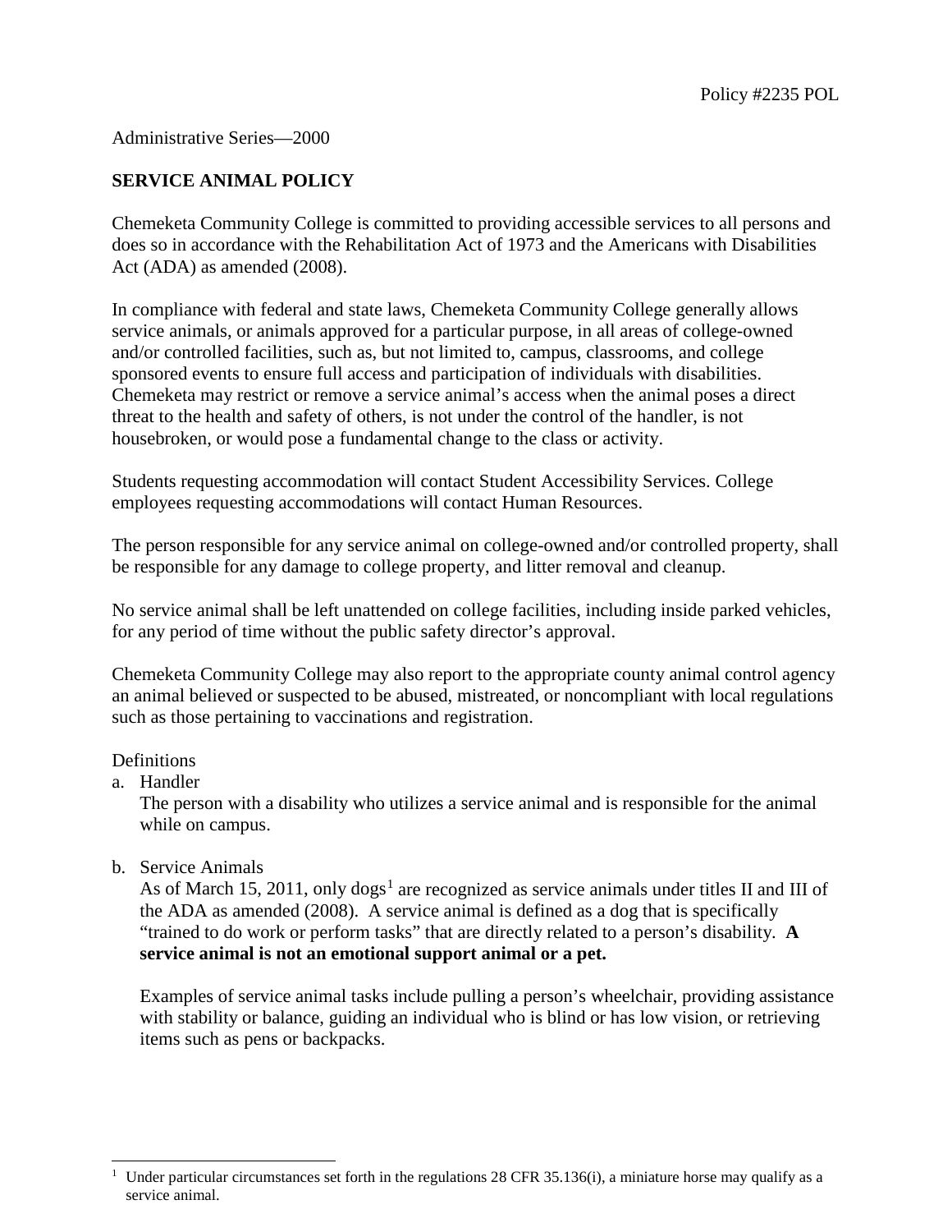Policy #2235 POL

Administrative Series—2000

# SERVICE ANIMAL POLICY

Chemeketa Community College is committed to providing accessible services to all persons and does so in accordance with the Rehabilitation Act of 1973 and the Americans with Disabilities Act (ADA) as amended (2008).

In compliance with federal and state laws, Chemeketa Community College generally allows service animals, or animals approved for a particular purpose, in all areas of college-owned and/or controlled facilities, such as, but not limited to, campus, classrooms, and college sponsored events to ensure full access and participation of individuals with disabilities. Chemeketa may restrict or remove a service animal's access when the animal poses a direct threat to the health and safety of others, is not under the control of the handler, is not housebroken, or would pose a fundamental change to the class or activity.

Students requesting accommodation will contact Student Accessibility Services. College employees requesting accommodations will contact Human Resources.

The person responsible for any service animal on college-owned and/or controlled property, shall be responsible for any damage to college property, and litter removal and cleanup.

No service animal shall be left unattended on college facilities, including inside parked vehicles, for any period of time without the public safety director's approval.

Chemeketa Community College may also report to the appropriate county animal control agency an animal believed or suspected to be abused, mistreated, or noncompliant with local regulations such as those pertaining to vaccinations and registration.

Definitions

a. Handler

   The person with a disability who utilizes a service animal and is responsible for the animal while on campus.

b. Service Animals

   As of March 15, 2011, only dogs[1] are recognized as service animals under titles II and III of the ADA as amended (2008). A service animal is defined as a dog that is specifically "trained to do work or perform tasks" that are directly related to a person's disability. **A service animal is not an emotional support animal or a pet.**

   Examples of service animal tasks include pulling a person's wheelchair, providing assistance with stability or balance, guiding an individual who is blind or has low vision, or retrieving items such as pens or backpacks.

---

[1] Under particular circumstances set forth in the regulations 28 CFR 35.136(i), a miniature horse may qualify as a service animal.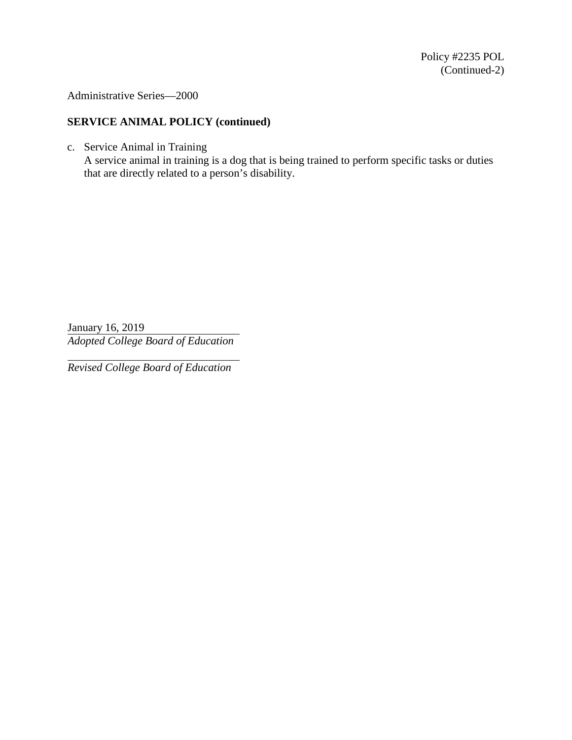Administrative Series—2000

**SERVICE ANIMAL POLICY (continued)**

c. Service Animal in Training
   A service animal in training is a dog that is being trained to perform specific tasks or duties that are directly related to a person's disability.

January 16, 2019
*Adopted College Board of Education*

*Revised College Board of Education*